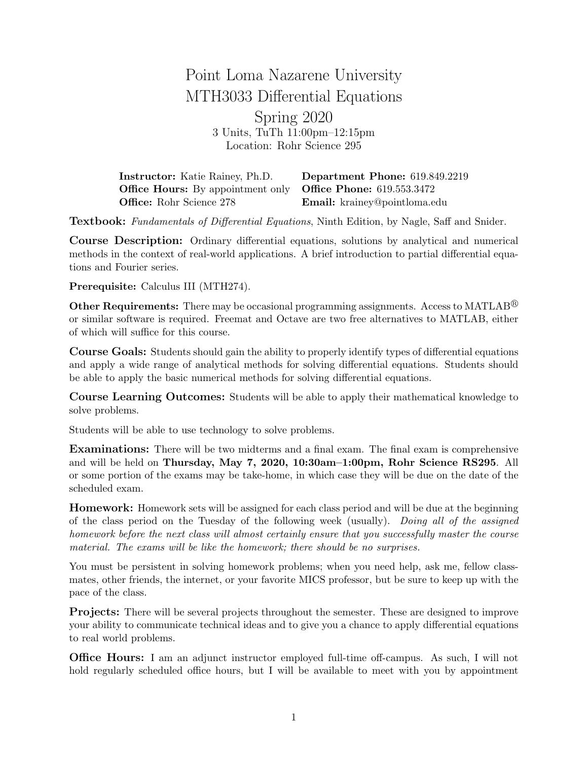# Point Loma Nazarene University
# MTH3033 Differential Equations
# Spring 2020

3 Units, TuTh 11:00pm–12:15pm
Location: Rohr Science 295

**Instructor:** Katie Rainey, Ph.D.
**Office Hours:** By appointment only
**Office:** Rohr Science 278
**Department Phone:** 619.849.2219
**Office Phone:** 619.553.3472
**Email:** krainey@pointloma.edu

**Textbook:** *Fundamentals of Differential Equations*, Ninth Edition, by Nagle, Saff and Snider.

**Course Description:** Ordinary differential equations, solutions by analytical and numerical methods in the context of real-world applications. A brief introduction to partial differential equations and Fourier series.

**Prerequisite:** Calculus III (MTH274).

**Other Requirements:** There may be occasional programming assignments. Access to MATLAB® or similar software is required. Freemat and Octave are two free alternatives to MATLAB, either of which will suffice for this course.

**Course Goals:** Students should gain the ability to properly identify types of differential equations and apply a wide range of analytical methods for solving differential equations. Students should be able to apply the basic numerical methods for solving differential equations.

**Course Learning Outcomes:** Students will be able to apply their mathematical knowledge to solve problems.

Students will be able to use technology to solve problems.

**Examinations:** There will be two midterms and a final exam. The final exam is comprehensive and will be held on **Thursday, May 7, 2020, 10:30am–1:00pm, Rohr Science RS295**. All or some portion of the exams may be take-home, in which case they will be due on the date of the scheduled exam.

**Homework:** Homework sets will be assigned for each class period and will be due at the beginning of the class period on the Tuesday of the following week (usually). *Doing all of the assigned homework before the next class will almost certainly ensure that you successfully master the course material. The exams will be like the homework; there should be no surprises.*

You must be persistent in solving homework problems; when you need help, ask me, fellow classmates, other friends, the internet, or your favorite MICS professor, but be sure to keep up with the pace of the class.

**Projects:** There will be several projects throughout the semester. These are designed to improve your ability to communicate technical ideas and to give you a chance to apply differential equations to real world problems.

**Office Hours:** I am an adjunct instructor employed full-time off-campus. As such, I will not hold regularly scheduled office hours, but I will be available to meet with you by appointment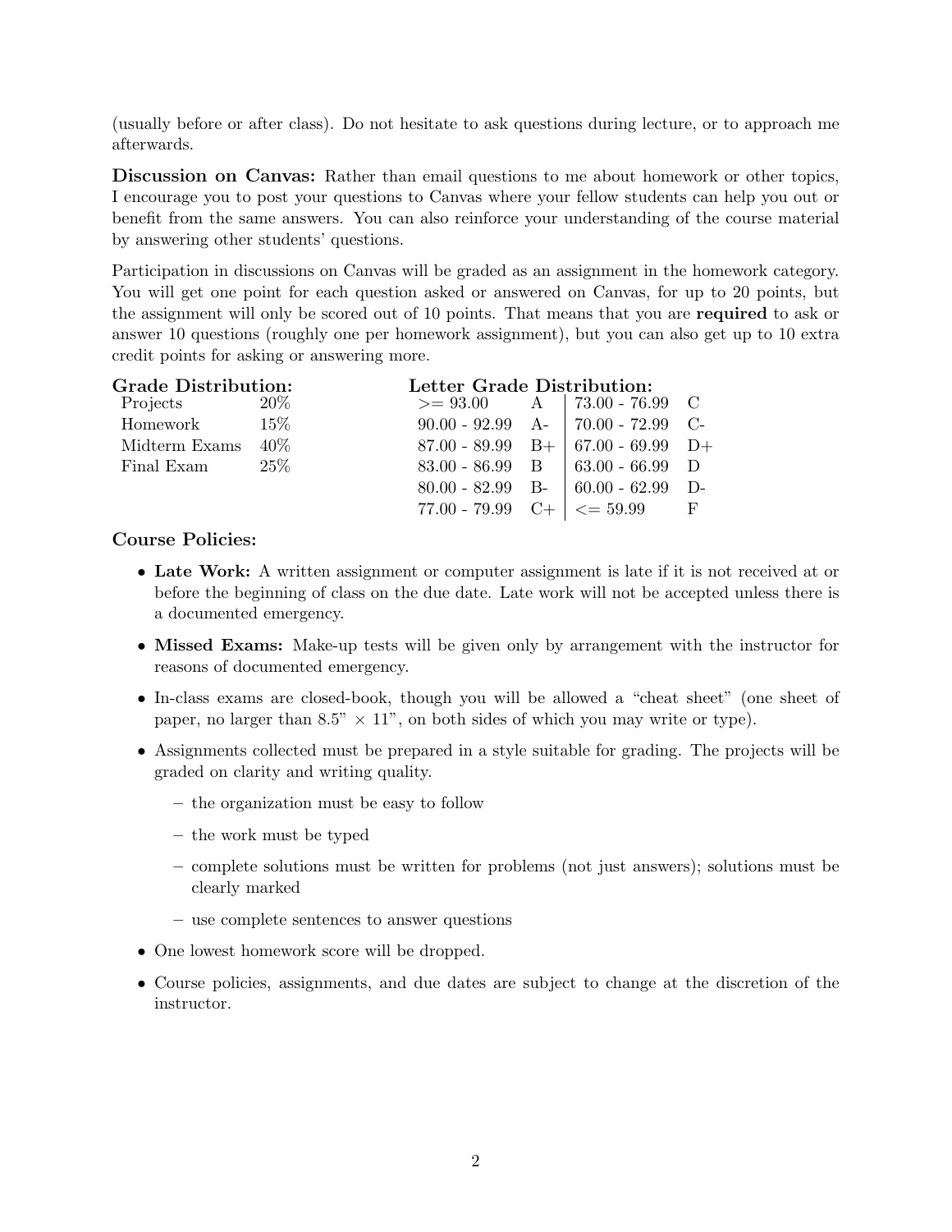(usually before or after class). Do not hesitate to ask questions during lecture, or to approach me afterwards.

**Discussion on Canvas:** Rather than email questions to me about homework or other topics, I encourage you to post your questions to Canvas where your fellow students can help you out or benefit from the same answers. You can also reinforce your understanding of the course material by answering other students' questions.

Participation in discussions on Canvas will be graded as an assignment in the homework category. You will get one point for each question asked or answered on Canvas, for up to 20 points, but the assignment will only be scored out of 10 points. That means that you are **required** to ask or answer 10 questions (roughly one per homework assignment), but you can also get up to 10 extra credit points for asking or answering more.

**Grade Distribution:**

| Category | Weight |
|---|---|
| Projects | 20% |
| Homework | 15% |
| Midterm Exams | 40% |
| Final Exam | 25% |

**Letter Grade Distribution:**

| Range | Grade | Range | Grade |
|---|---|---|---|
| >= 93.00 | A | 73.00 - 76.99 | C |
| 90.00 - 92.99 | A- | 70.00 - 72.99 | C- |
| 87.00 - 89.99 | B+ | 67.00 - 69.99 | D+ |
| 83.00 - 86.99 | B | 63.00 - 66.99 | D |
| 80.00 - 82.99 | B- | 60.00 - 62.99 | D- |
| 77.00 - 79.99 | C+ | <= 59.99 | F |

**Course Policies:**

- **Late Work:** A written assignment or computer assignment is late if it is not received at or before the beginning of class on the due date. Late work will not be accepted unless there is a documented emergency.
- **Missed Exams:** Make-up tests will be given only by arrangement with the instructor for reasons of documented emergency.
- In-class exams are closed-book, though you will be allowed a "cheat sheet" (one sheet of paper, no larger than 8.5" × 11", on both sides of which you may write or type).
- Assignments collected must be prepared in a style suitable for grading. The projects will be graded on clarity and writing quality.
  - the organization must be easy to follow
  - the work must be typed
  - complete solutions must be written for problems (not just answers); solutions must be clearly marked
  - use complete sentences to answer questions
- One lowest homework score will be dropped.
- Course policies, assignments, and due dates are subject to change at the discretion of the instructor.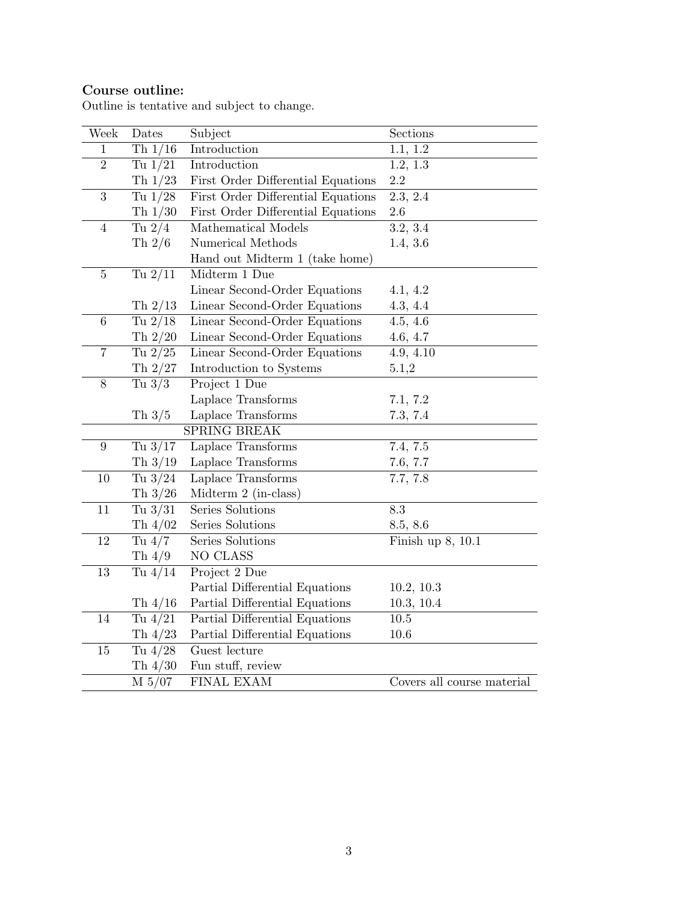**Course outline:**

Outline is tentative and subject to change.

| Week | Dates | Subject | Sections |
|---|---|---|---|
| 1 | Th 1/16 | Introduction | 1.1, 1.2 |
| 2 | Tu 1/21 | Introduction | 1.2, 1.3 |
| | Th 1/23 | First Order Differential Equations | 2.2 |
| 3 | Tu 1/28 | First Order Differential Equations | 2.3, 2.4 |
| | Th 1/30 | First Order Differential Equations | 2.6 |
| 4 | Tu 2/4 | Mathematical Models | 3.2, 3.4 |
| | Th 2/6 | Numerical Methods | 1.4, 3.6 |
| | | Hand out Midterm 1 (take home) | |
| 5 | Tu 2/11 | Midterm 1 Due | |
| | | Linear Second-Order Equations | 4.1, 4.2 |
| | Th 2/13 | Linear Second-Order Equations | 4.3, 4.4 |
| 6 | Tu 2/18 | Linear Second-Order Equations | 4.5, 4.6 |
| | Th 2/20 | Linear Second-Order Equations | 4.6, 4.7 |
| 7 | Tu 2/25 | Linear Second-Order Equations | 4.9, 4.10 |
| | Th 2/27 | Introduction to Systems | 5.1,2 |
| 8 | Tu 3/3 | Project 1 Due | |
| | | Laplace Transforms | 7.1, 7.2 |
| | Th 3/5 | Laplace Transforms | 7.3, 7.4 |
| | | SPRING BREAK | |
| 9 | Tu 3/17 | Laplace Transforms | 7.4, 7.5 |
| | Th 3/19 | Laplace Transforms | 7.6, 7.7 |
| 10 | Tu 3/24 | Laplace Transforms | 7.7, 7.8 |
| | Th 3/26 | Midterm 2 (in-class) | |
| 11 | Tu 3/31 | Series Solutions | 8.3 |
| | Th 4/02 | Series Solutions | 8.5, 8.6 |
| 12 | Tu 4/7 | Series Solutions | Finish up 8, 10.1 |
| | Th 4/9 | NO CLASS | |
| 13 | Tu 4/14 | Project 2 Due | |
| | | Partial Differential Equations | 10.2, 10.3 |
| | Th 4/16 | Partial Differential Equations | 10.3, 10.4 |
| 14 | Tu 4/21 | Partial Differential Equations | 10.5 |
| | Th 4/23 | Partial Differential Equations | 10.6 |
| 15 | Tu 4/28 | Guest lecture | |
| | Th 4/30 | Fun stuff, review | |
| | M 5/07 | FINAL EXAM | Covers all course material |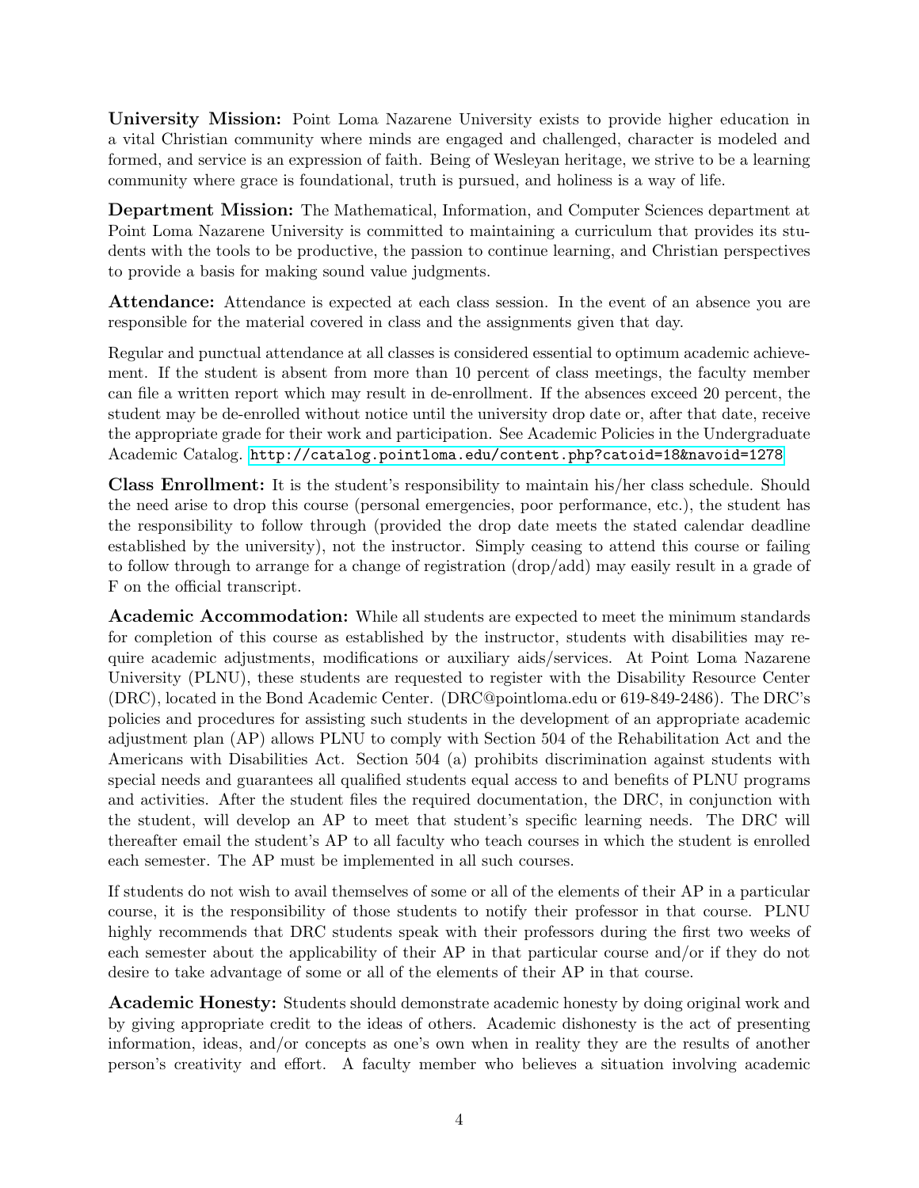**University Mission:** Point Loma Nazarene University exists to provide higher education in a vital Christian community where minds are engaged and challenged, character is modeled and formed, and service is an expression of faith. Being of Wesleyan heritage, we strive to be a learning community where grace is foundational, truth is pursued, and holiness is a way of life.

**Department Mission:** The Mathematical, Information, and Computer Sciences department at Point Loma Nazarene University is committed to maintaining a curriculum that provides its students with the tools to be productive, the passion to continue learning, and Christian perspectives to provide a basis for making sound value judgments.

**Attendance:** Attendance is expected at each class session. In the event of an absence you are responsible for the material covered in class and the assignments given that day.

Regular and punctual attendance at all classes is considered essential to optimum academic achievement. If the student is absent from more than 10 percent of class meetings, the faculty member can file a written report which may result in de-enrollment. If the absences exceed 20 percent, the student may be de-enrolled without notice until the university drop date or, after that date, receive the appropriate grade for their work and participation. See Academic Policies in the Undergraduate Academic Catalog. `http://catalog.pointloma.edu/content.php?catoid=18&navoid=1278`

**Class Enrollment:** It is the student's responsibility to maintain his/her class schedule. Should the need arise to drop this course (personal emergencies, poor performance, etc.), the student has the responsibility to follow through (provided the drop date meets the stated calendar deadline established by the university), not the instructor. Simply ceasing to attend this course or failing to follow through to arrange for a change of registration (drop/add) may easily result in a grade of F on the official transcript.

**Academic Accommodation:** While all students are expected to meet the minimum standards for completion of this course as established by the instructor, students with disabilities may require academic adjustments, modifications or auxiliary aids/services. At Point Loma Nazarene University (PLNU), these students are requested to register with the Disability Resource Center (DRC), located in the Bond Academic Center. (DRC@pointloma.edu or 619-849-2486). The DRC's policies and procedures for assisting such students in the development of an appropriate academic adjustment plan (AP) allows PLNU to comply with Section 504 of the Rehabilitation Act and the Americans with Disabilities Act. Section 504 (a) prohibits discrimination against students with special needs and guarantees all qualified students equal access to and benefits of PLNU programs and activities. After the student files the required documentation, the DRC, in conjunction with the student, will develop an AP to meet that student's specific learning needs. The DRC will thereafter email the student's AP to all faculty who teach courses in which the student is enrolled each semester. The AP must be implemented in all such courses.

If students do not wish to avail themselves of some or all of the elements of their AP in a particular course, it is the responsibility of those students to notify their professor in that course. PLNU highly recommends that DRC students speak with their professors during the first two weeks of each semester about the applicability of their AP in that particular course and/or if they do not desire to take advantage of some or all of the elements of their AP in that course.

**Academic Honesty:** Students should demonstrate academic honesty by doing original work and by giving appropriate credit to the ideas of others. Academic dishonesty is the act of presenting information, ideas, and/or concepts as one's own when in reality they are the results of another person's creativity and effort. A faculty member who believes a situation involving academic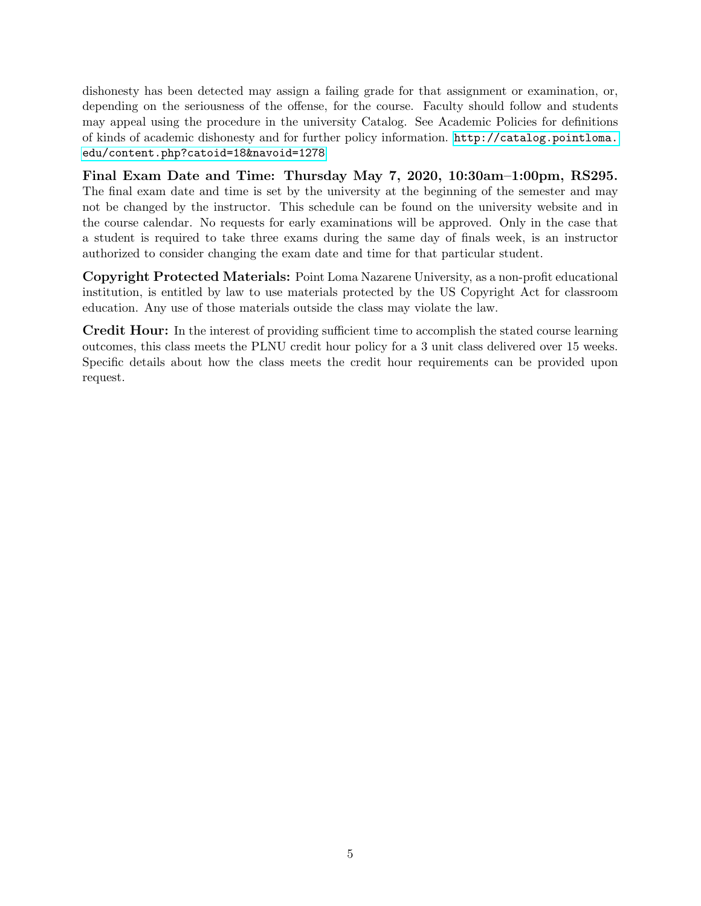dishonesty has been detected may assign a failing grade for that assignment or examination, or, depending on the seriousness of the offense, for the course. Faculty should follow and students may appeal using the procedure in the university Catalog. See Academic Policies for definitions of kinds of academic dishonesty and for further policy information. http://catalog.pointloma.edu/content.php?catoid=18&navoid=1278

**Final Exam Date and Time: Thursday May 7, 2020, 10:30am–1:00pm, RS295.** The final exam date and time is set by the university at the beginning of the semester and may not be changed by the instructor. This schedule can be found on the university website and in the course calendar. No requests for early examinations will be approved. Only in the case that a student is required to take three exams during the same day of finals week, is an instructor authorized to consider changing the exam date and time for that particular student.

**Copyright Protected Materials:** Point Loma Nazarene University, as a non-profit educational institution, is entitled by law to use materials protected by the US Copyright Act for classroom education. Any use of those materials outside the class may violate the law.

**Credit Hour:** In the interest of providing sufficient time to accomplish the stated course learning outcomes, this class meets the PLNU credit hour policy for a 3 unit class delivered over 15 weeks. Specific details about how the class meets the credit hour requirements can be provided upon request.